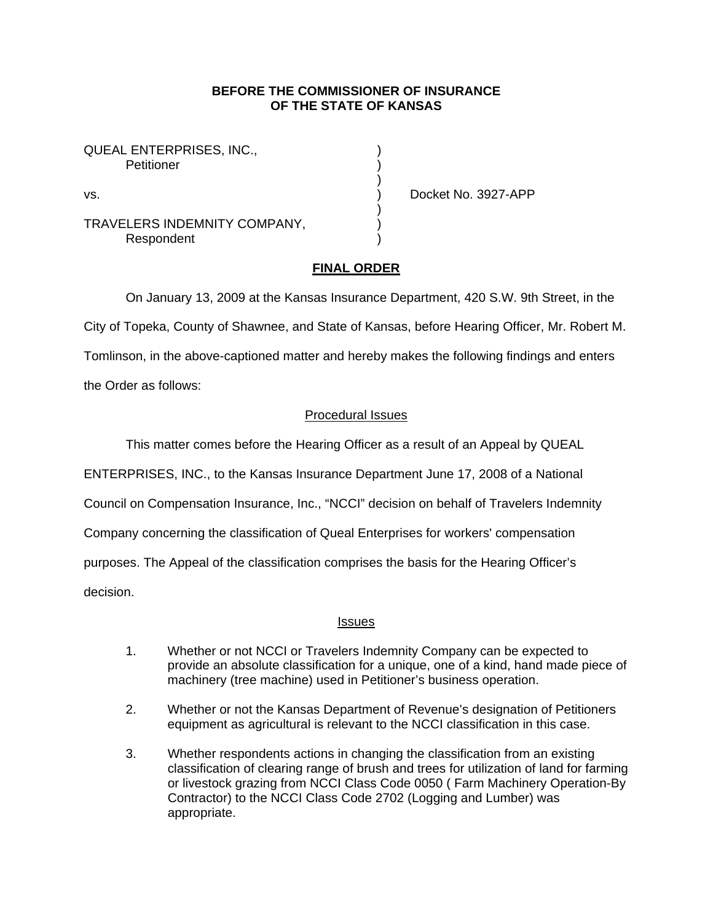**BEFORE THE COMMISSIONER OF INSURANCE**
**OF THE STATE OF KANSAS**

QUEAL ENTERPRISES, INC.,
Petitioner

vs.                                                    Docket No. 3927-APP

TRAVELERS INDEMNITY COMPANY,
Respondent

## FINAL ORDER

On January 13, 2009 at the Kansas Insurance Department, 420 S.W. 9th Street, in the City of Topeka, County of Shawnee, and State of Kansas, before Hearing Officer, Mr. Robert M. Tomlinson, in the above-captioned matter and hereby makes the following findings and enters the Order as follows:

### Procedural Issues

This matter comes before the Hearing Officer as a result of an Appeal by QUEAL ENTERPRISES, INC., to the Kansas Insurance Department June 17, 2008 of a National Council on Compensation Insurance, Inc., "NCCI" decision on behalf of Travelers Indemnity Company concerning the classification of Queal Enterprises for workers' compensation purposes. The Appeal of the classification comprises the basis for the Hearing Officer's decision.

### Issues

1. Whether or not NCCI or Travelers Indemnity Company can be expected to provide an absolute classification for a unique, one of a kind, hand made piece of machinery (tree machine) used in Petitioner's business operation.

2. Whether or not the Kansas Department of Revenue's designation of Petitioners equipment as agricultural is relevant to the NCCI classification in this case.

3. Whether respondents actions in changing the classification from an existing classification of clearing range of brush and trees for utilization of land for farming or livestock grazing from NCCI Class Code 0050 ( Farm Machinery Operation-By Contractor) to the NCCI Class Code 2702 (Logging and Lumber) was appropriate.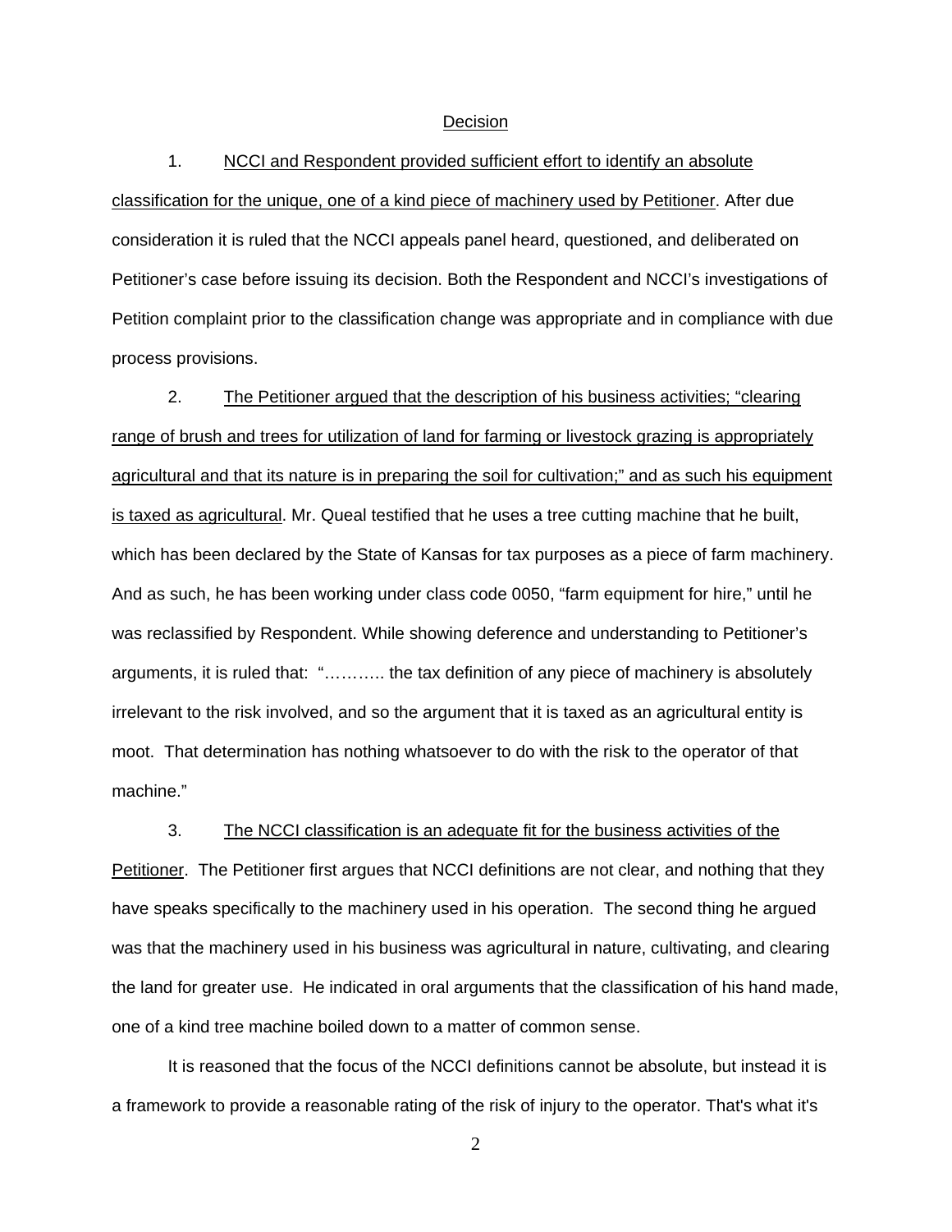<u>Decision</u>

1. <u>NCCI and Respondent provided sufficient effort to identify an absolute classification for the unique, one of a kind piece of machinery used by Petitioner</u>. After due consideration it is ruled that the NCCI appeals panel heard, questioned, and deliberated on Petitioner's case before issuing its decision. Both the Respondent and NCCI's investigations of Petition complaint prior to the classification change was appropriate and in compliance with due process provisions.

2. <u>The Petitioner argued that the description of his business activities; "clearing range of brush and trees for utilization of land for farming or livestock grazing is appropriately agricultural and that its nature is in preparing the soil for cultivation;" and as such his equipment is taxed as agricultural</u>. Mr. Queal testified that he uses a tree cutting machine that he built, which has been declared by the State of Kansas for tax purposes as a piece of farm machinery. And as such, he has been working under class code 0050, "farm equipment for hire," until he was reclassified by Respondent. While showing deference and understanding to Petitioner's arguments, it is ruled that: "……….. the tax definition of any piece of machinery is absolutely irrelevant to the risk involved, and so the argument that it is taxed as an agricultural entity is moot. That determination has nothing whatsoever to do with the risk to the operator of that machine."

3. <u>The NCCI classification is an adequate fit for the business activities of the Petitioner</u>. The Petitioner first argues that NCCI definitions are not clear, and nothing that they have speaks specifically to the machinery used in his operation. The second thing he argued was that the machinery used in his business was agricultural in nature, cultivating, and clearing the land for greater use. He indicated in oral arguments that the classification of his hand made, one of a kind tree machine boiled down to a matter of common sense.

It is reasoned that the focus of the NCCI definitions cannot be absolute, but instead it is a framework to provide a reasonable rating of the risk of injury to the operator. That's what it's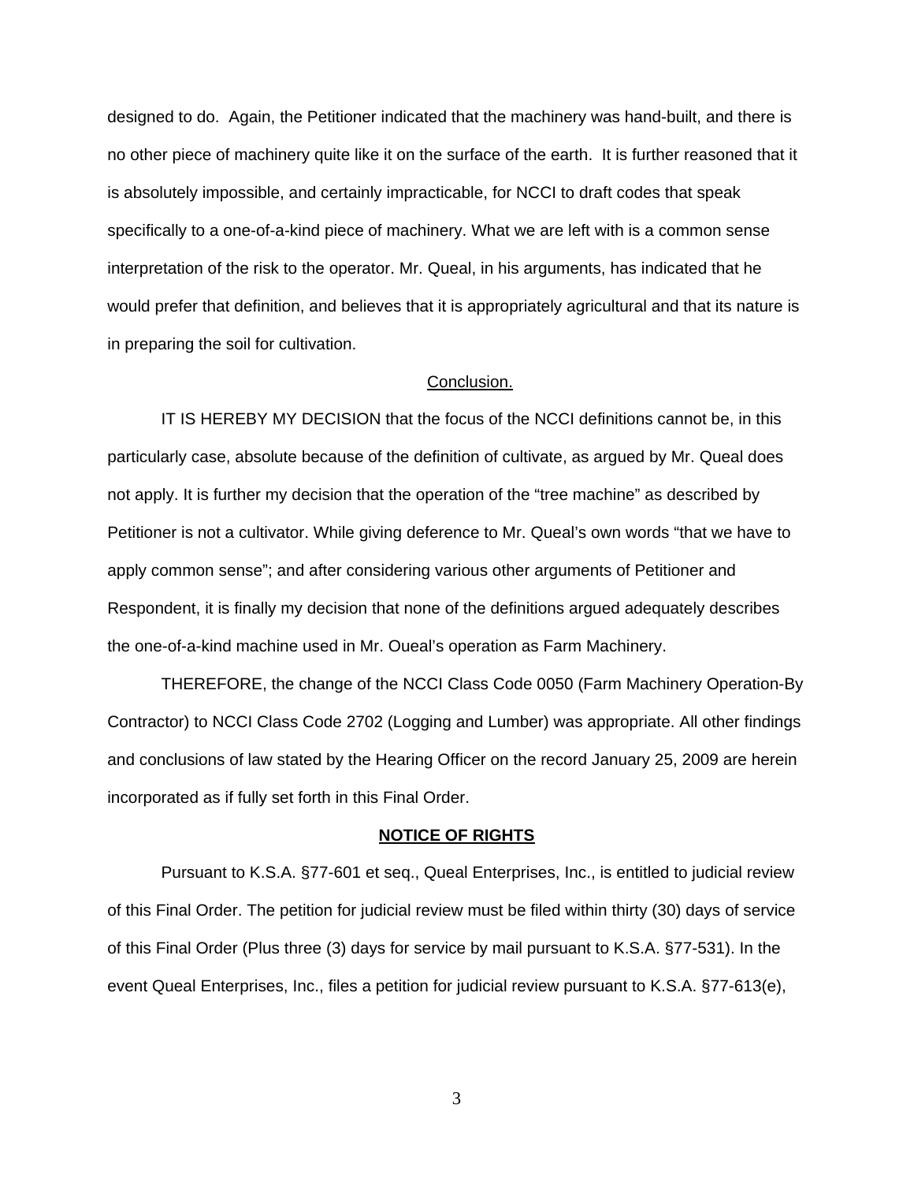designed to do. Again, the Petitioner indicated that the machinery was hand-built, and there is no other piece of machinery quite like it on the surface of the earth. It is further reasoned that it is absolutely impossible, and certainly impracticable, for NCCI to draft codes that speak specifically to a one-of-a-kind piece of machinery. What we are left with is a common sense interpretation of the risk to the operator. Mr. Queal, in his arguments, has indicated that he would prefer that definition, and believes that it is appropriately agricultural and that its nature is in preparing the soil for cultivation.

<u>Conclusion.</u>

IT IS HEREBY MY DECISION that the focus of the NCCI definitions cannot be, in this particularly case, absolute because of the definition of cultivate, as argued by Mr. Queal does not apply. It is further my decision that the operation of the "tree machine" as described by Petitioner is not a cultivator. While giving deference to Mr. Queal's own words "that we have to apply common sense"; and after considering various other arguments of Petitioner and Respondent, it is finally my decision that none of the definitions argued adequately describes the one-of-a-kind machine used in Mr. Oueal's operation as Farm Machinery.

THEREFORE, the change of the NCCI Class Code 0050 (Farm Machinery Operation-By Contractor) to NCCI Class Code 2702 (Logging and Lumber) was appropriate. All other findings and conclusions of law stated by the Hearing Officer on the record January 25, 2009 are herein incorporated as if fully set forth in this Final Order.

**<u>NOTICE OF RIGHTS</u>**

Pursuant to K.S.A. §77-601 et seq., Queal Enterprises, Inc., is entitled to judicial review of this Final Order. The petition for judicial review must be filed within thirty (30) days of service of this Final Order (Plus three (3) days for service by mail pursuant to K.S.A. §77-531). In the event Queal Enterprises, Inc., files a petition for judicial review pursuant to K.S.A. §77-613(e),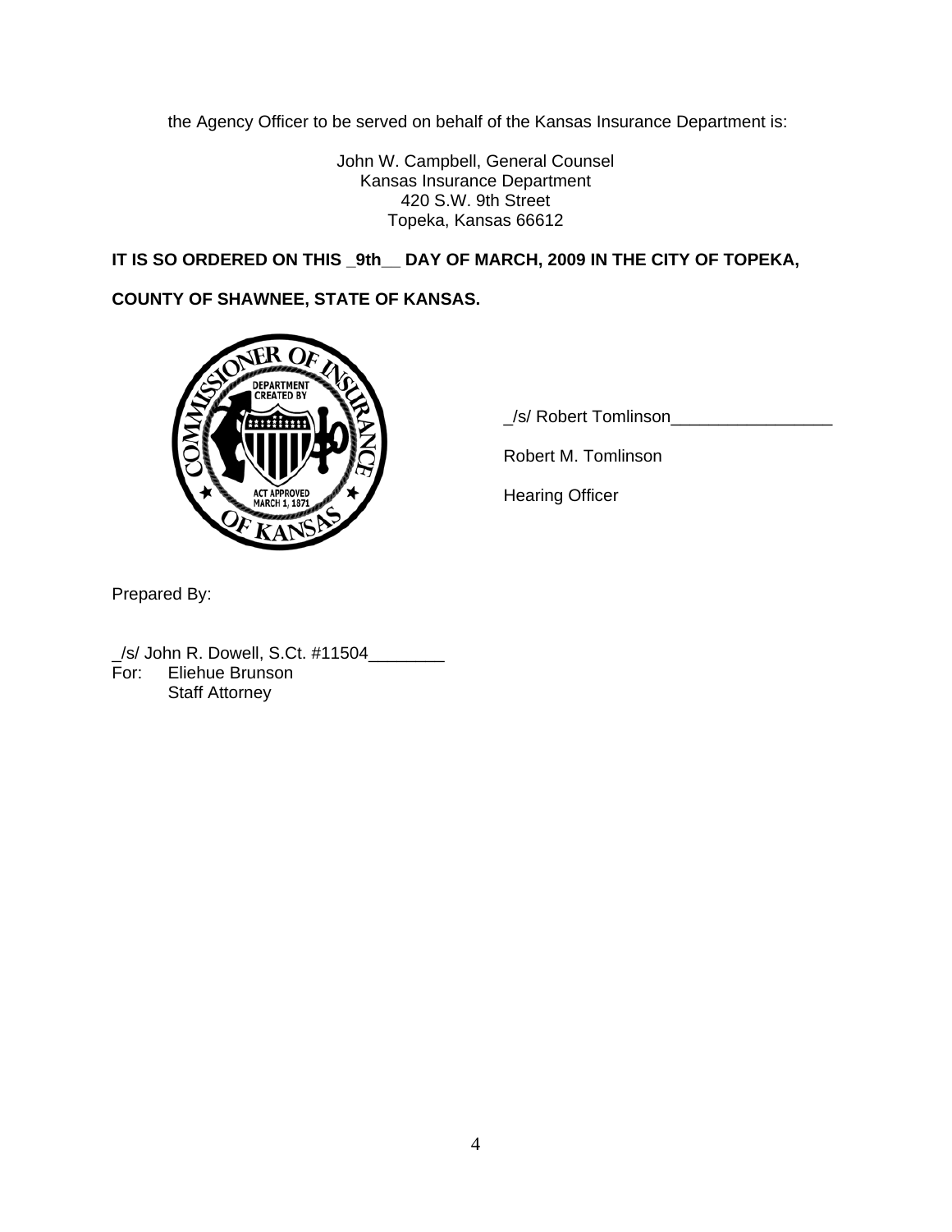the Agency Officer to be served on behalf of the Kansas Insurance Department is:

John W. Campbell, General Counsel
Kansas Insurance Department
420 S.W. 9th Street
Topeka, Kansas 66612

**IT IS SO ORDERED ON THIS _9th__ DAY OF MARCH, 2009 IN THE CITY OF TOPEKA, COUNTY OF SHAWNEE, STATE OF KANSAS.**

_/s/ Robert Tomlinson_________________

Robert M. Tomlinson

Hearing Officer

Prepared By:

_/s/ John R. Dowell, S.Ct. #11504________
For: Eliehue Brunson
Staff Attorney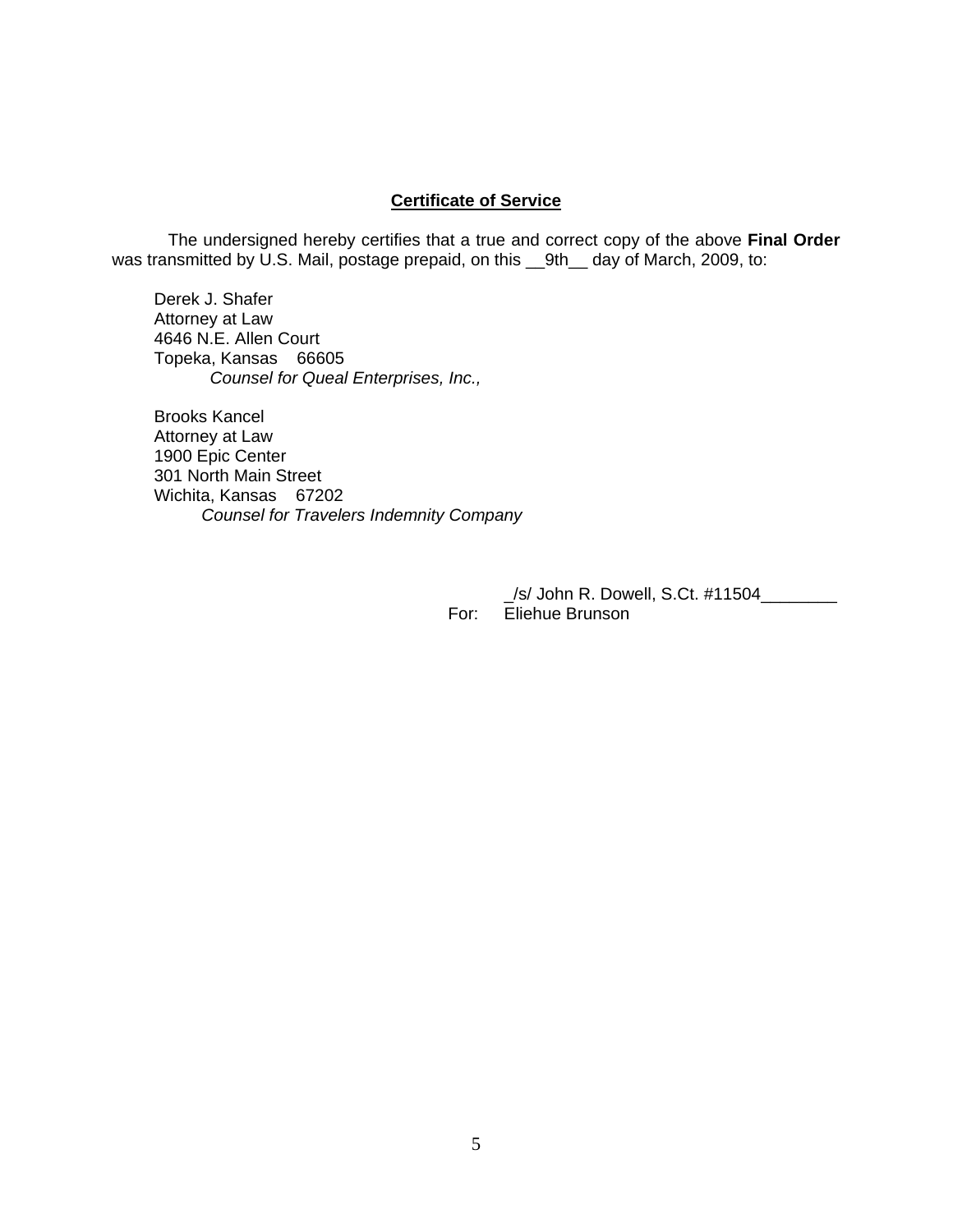**Certificate of Service**

The undersigned hereby certifies that a true and correct copy of the above **Final Order** was transmitted by U.S. Mail, postage prepaid, on this __9th__ day of March, 2009, to:

Derek J. Shafer
Attorney at Law
4646 N.E. Allen Court
Topeka, Kansas 66605
*Counsel for Queal Enterprises, Inc.,*

Brooks Kancel
Attorney at Law
1900 Epic Center
301 North Main Street
Wichita, Kansas 67202
*Counsel for Travelers Indemnity Company*

_/s/ John R. Dowell, S.Ct. #11504________
For: Eliehue Brunson